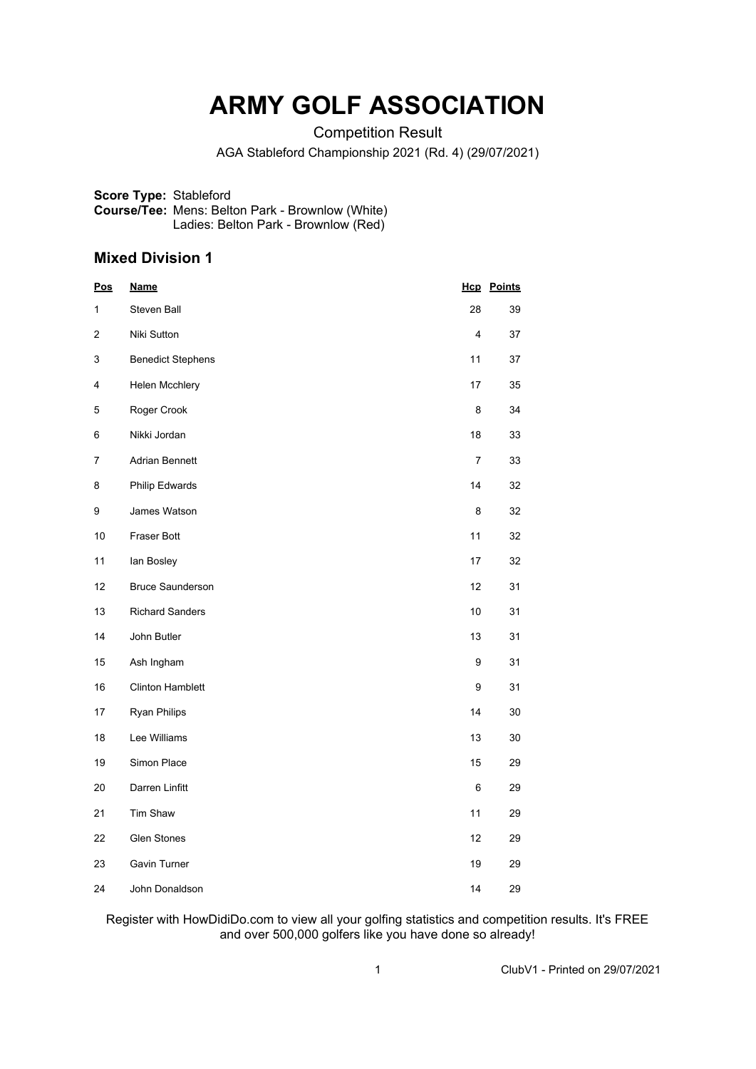# ARMY GOLF ASSOCIATION

Competition Result

AGA Stableford Championship 2021 (Rd. 4) (29/07/2021)

**Score Type:** Stableford
**Course/Tee:** Mens: Belton Park - Brownlow (White)
Ladies: Belton Park - Brownlow (Red)

## Mixed Division 1

| Pos | Name | Hcp | Points |
|---|---|---|---|
| 1 | Steven Ball | 28 | 39 |
| 2 | Niki Sutton | 4 | 37 |
| 3 | Benedict Stephens | 11 | 37 |
| 4 | Helen Mcchlery | 17 | 35 |
| 5 | Roger Crook | 8 | 34 |
| 6 | Nikki Jordan | 18 | 33 |
| 7 | Adrian Bennett | 7 | 33 |
| 8 | Philip Edwards | 14 | 32 |
| 9 | James Watson | 8 | 32 |
| 10 | Fraser Bott | 11 | 32 |
| 11 | Ian Bosley | 17 | 32 |
| 12 | Bruce Saunderson | 12 | 31 |
| 13 | Richard Sanders | 10 | 31 |
| 14 | John Butler | 13 | 31 |
| 15 | Ash Ingham | 9 | 31 |
| 16 | Clinton Hamblett | 9 | 31 |
| 17 | Ryan Philips | 14 | 30 |
| 18 | Lee Williams | 13 | 30 |
| 19 | Simon Place | 15 | 29 |
| 20 | Darren Linfitt | 6 | 29 |
| 21 | Tim Shaw | 11 | 29 |
| 22 | Glen Stones | 12 | 29 |
| 23 | Gavin Turner | 19 | 29 |
| 24 | John Donaldson | 14 | 29 |

Register with HowDidiDo.com to view all your golfing statistics and competition results. It's FREE and over 500,000 golfers like you have done so already!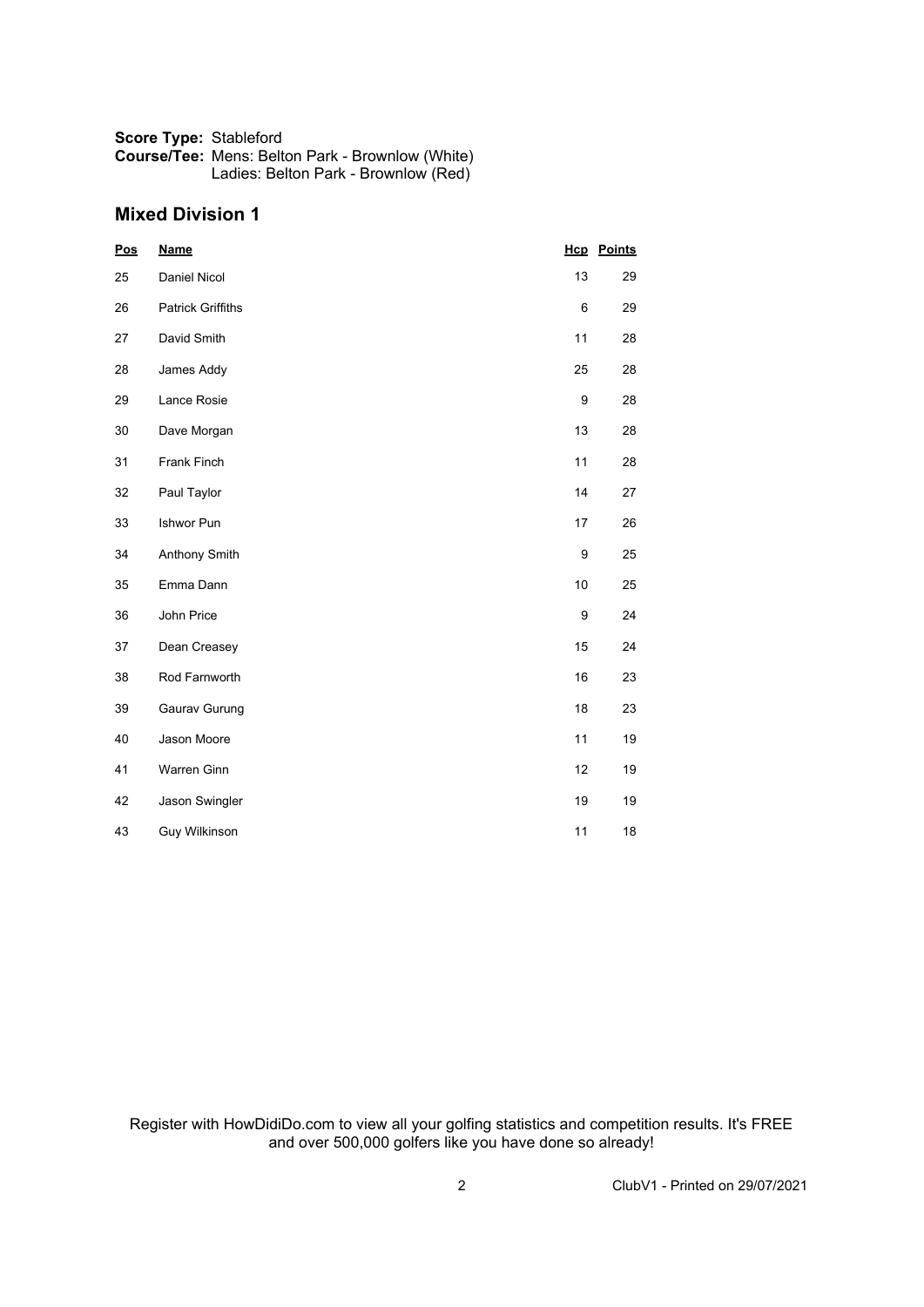**Score Type:** Stableford
**Course/Tee:** Mens: Belton Park - Brownlow (White)
Ladies: Belton Park - Brownlow (Red)

## Mixed Division 1

| Pos | Name | Hcp | Points |
|---|---|---|---|
| 25 | Daniel Nicol | 13 | 29 |
| 26 | Patrick Griffiths | 6 | 29 |
| 27 | David Smith | 11 | 28 |
| 28 | James Addy | 25 | 28 |
| 29 | Lance Rosie | 9 | 28 |
| 30 | Dave Morgan | 13 | 28 |
| 31 | Frank Finch | 11 | 28 |
| 32 | Paul Taylor | 14 | 27 |
| 33 | Ishwor Pun | 17 | 26 |
| 34 | Anthony Smith | 9 | 25 |
| 35 | Emma Dann | 10 | 25 |
| 36 | John Price | 9 | 24 |
| 37 | Dean Creasey | 15 | 24 |
| 38 | Rod Farnworth | 16 | 23 |
| 39 | Gaurav Gurung | 18 | 23 |
| 40 | Jason Moore | 11 | 19 |
| 41 | Warren Ginn | 12 | 19 |
| 42 | Jason Swingler | 19 | 19 |
| 43 | Guy Wilkinson | 11 | 18 |

Register with HowDidiDo.com to view all your golfing statistics and competition results. It's FREE and over 500,000 golfers like you have done so already!

ClubV1 - Printed on 29/07/2021